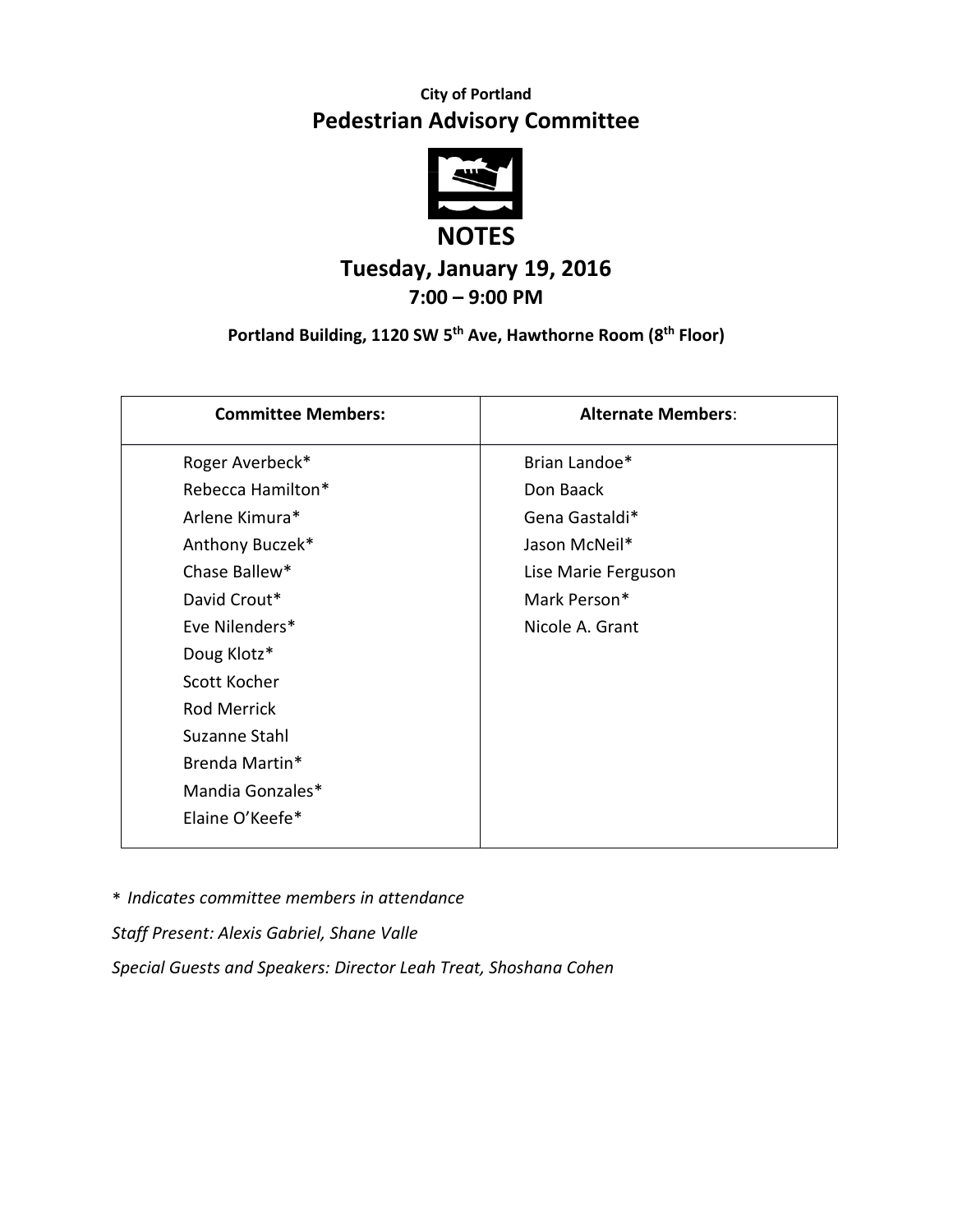**City of Portland**

# Pedestrian Advisory Committee

## NOTES

### Tuesday, January 19, 2016

### 7:00 – 9:00 PM

**Portland Building, 1120 SW 5th Ave, Hawthorne Room (8th Floor)**

| Committee Members: | Alternate Members: |
| --- | --- |
| Roger Averbeck* | Brian Landoe* |
| Rebecca Hamilton* | Don Baack |
| Arlene Kimura* | Gena Gastaldi* |
| Anthony Buczek* | Jason McNeil* |
| Chase Ballew* | Lise Marie Ferguson |
| David Crout* | Mark Person* |
| Eve Nilenders* | Nicole A. Grant |
| Doug Klotz* | |
| Scott Kocher | |
| Rod Merrick | |
| Suzanne Stahl | |
| Brenda Martin* | |
| Mandia Gonzales* | |
| Elaine O'Keefe* | |

\* *Indicates committee members in attendance*

*Staff Present: Alexis Gabriel, Shane Valle*

*Special Guests and Speakers: Director Leah Treat, Shoshana Cohen*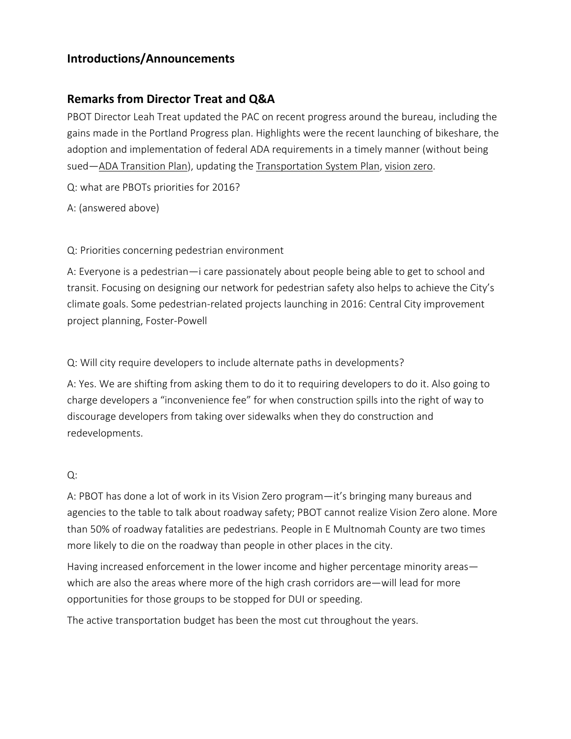## Introductions/Announcements

## Remarks from Director Treat and Q&A

PBOT Director Leah Treat updated the PAC on recent progress around the bureau, including the gains made in the Portland Progress plan. Highlights were the recent launching of bikeshare, the adoption and implementation of federal ADA requirements in a timely manner (without being sued—ADA Transition Plan), updating the Transportation System Plan, vision zero.

Q: what are PBOTs priorities for 2016?

A: (answered above)

Q: Priorities concerning pedestrian environment

A: Everyone is a pedestrian—i care passionately about people being able to get to school and transit. Focusing on designing our network for pedestrian safety also helps to achieve the City's climate goals. Some pedestrian-related projects launching in 2016: Central City improvement project planning, Foster-Powell

Q: Will city require developers to include alternate paths in developments?

A: Yes. We are shifting from asking them to do it to requiring developers to do it. Also going to charge developers a "inconvenience fee" for when construction spills into the right of way to discourage developers from taking over sidewalks when they do construction and redevelopments.

Q:

A: PBOT has done a lot of work in its Vision Zero program—it's bringing many bureaus and agencies to the table to talk about roadway safety; PBOT cannot realize Vision Zero alone. More than 50% of roadway fatalities are pedestrians. People in E Multnomah County are two times more likely to die on the roadway than people in other places in the city.

Having increased enforcement in the lower income and higher percentage minority areas—which are also the areas where more of the high crash corridors are—will lead for more opportunities for those groups to be stopped for DUI or speeding.

The active transportation budget has been the most cut throughout the years.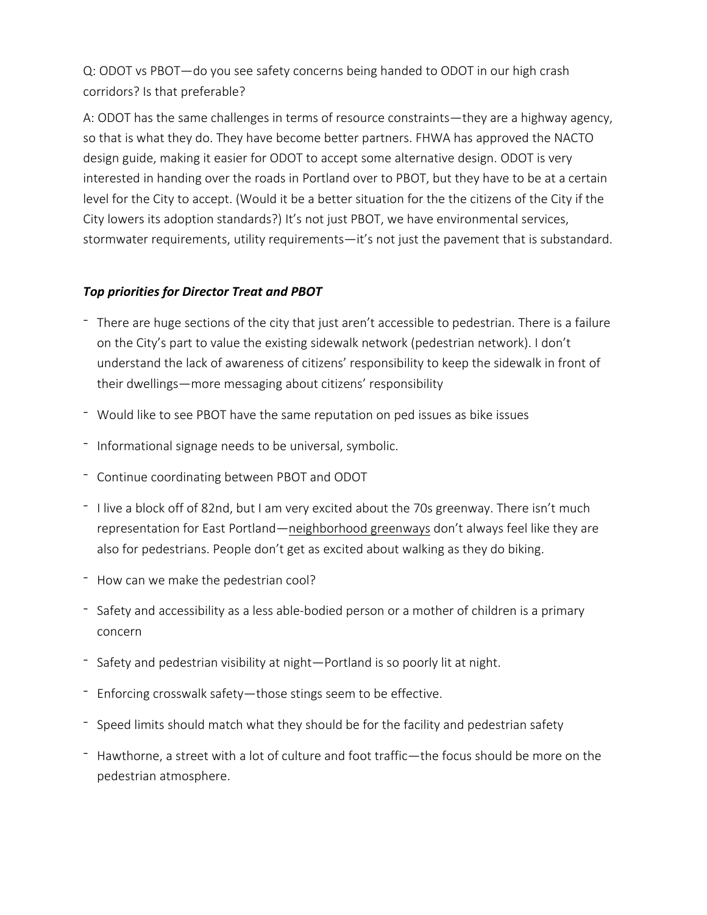Q: ODOT vs PBOT—do you see safety concerns being handed to ODOT in our high crash corridors? Is that preferable?

A: ODOT has the same challenges in terms of resource constraints—they are a highway agency, so that is what they do. They have become better partners. FHWA has approved the NACTO design guide, making it easier for ODOT to accept some alternative design. ODOT is very interested in handing over the roads in Portland over to PBOT, but they have to be at a certain level for the City to accept. (Would it be a better situation for the the citizens of the City if the City lowers its adoption standards?) It's not just PBOT, we have environmental services, stormwater requirements, utility requirements—it's not just the pavement that is substandard.

***Top priorities for Director Treat and PBOT***

- There are huge sections of the city that just aren't accessible to pedestrian. There is a failure on the City's part to value the existing sidewalk network (pedestrian network). I don't understand the lack of awareness of citizens' responsibility to keep the sidewalk in front of their dwellings—more messaging about citizens' responsibility
- Would like to see PBOT have the same reputation on ped issues as bike issues
- Informational signage needs to be universal, symbolic.
- Continue coordinating between PBOT and ODOT
- I live a block off of 82nd, but I am very excited about the 70s greenway. There isn't much representation for East Portland—neighborhood greenways don't always feel like they are also for pedestrians. People don't get as excited about walking as they do biking.
- How can we make the pedestrian cool?
- Safety and accessibility as a less able-bodied person or a mother of children is a primary concern
- Safety and pedestrian visibility at night—Portland is so poorly lit at night.
- Enforcing crosswalk safety—those stings seem to be effective.
- Speed limits should match what they should be for the facility and pedestrian safety
- Hawthorne, a street with a lot of culture and foot traffic—the focus should be more on the pedestrian atmosphere.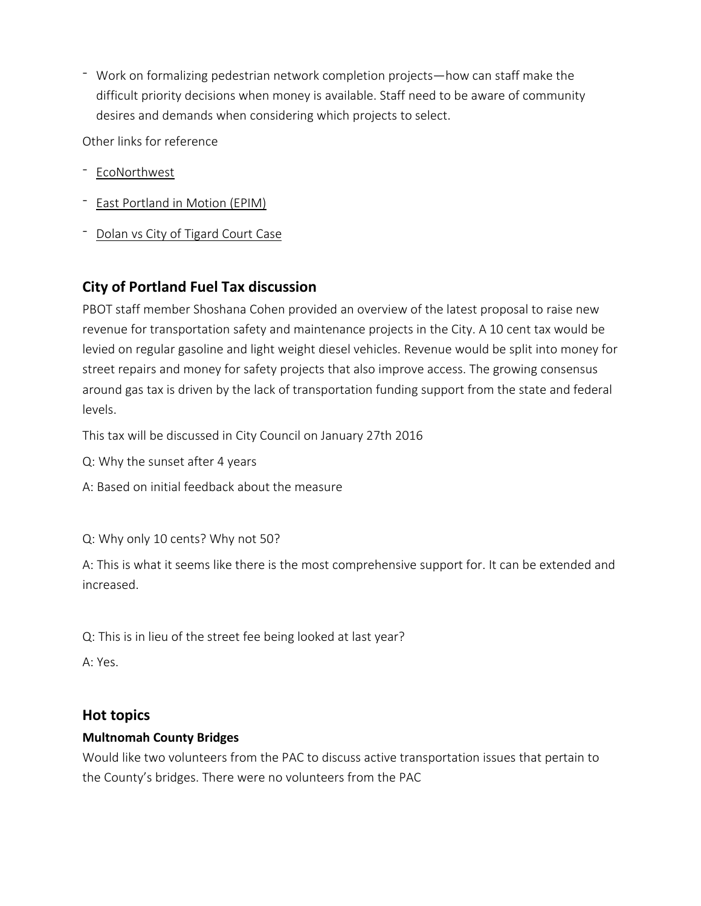- Work on formalizing pedestrian network completion projects—how can staff make the difficult priority decisions when money is available. Staff need to be aware of community desires and demands when considering which projects to select.

Other links for reference

- EcoNorthwest
- East Portland in Motion (EPIM)
- Dolan vs City of Tigard Court Case

## City of Portland Fuel Tax discussion

PBOT staff member Shoshana Cohen provided an overview of the latest proposal to raise new revenue for transportation safety and maintenance projects in the City. A 10 cent tax would be levied on regular gasoline and light weight diesel vehicles. Revenue would be split into money for street repairs and money for safety projects that also improve access. The growing consensus around gas tax is driven by the lack of transportation funding support from the state and federal levels.

This tax will be discussed in City Council on January 27th 2016

Q: Why the sunset after 4 years

A: Based on initial feedback about the measure

Q: Why only 10 cents? Why not 50?

A: This is what it seems like there is the most comprehensive support for. It can be extended and increased.

Q: This is in lieu of the street fee being looked at last year?

A: Yes.

## Hot topics

### Multnomah County Bridges

Would like two volunteers from the PAC to discuss active transportation issues that pertain to the County's bridges. There were no volunteers from the PAC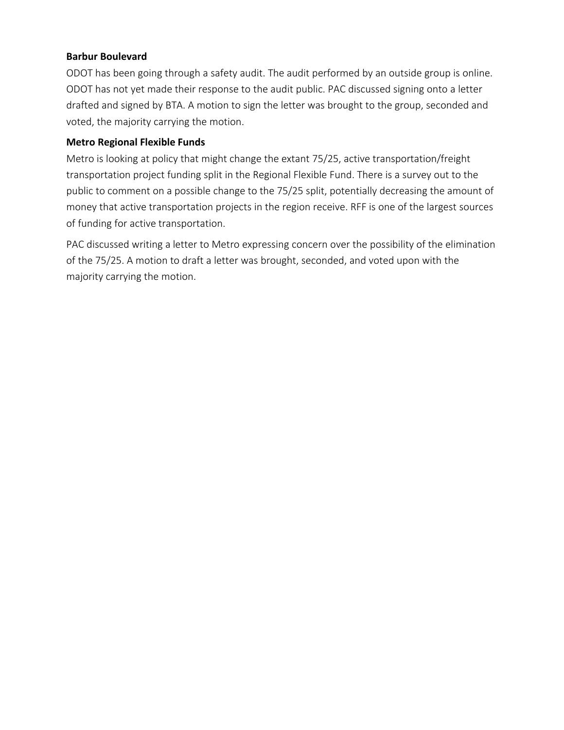**Barbur Boulevard**

ODOT has been going through a safety audit. The audit performed by an outside group is online. ODOT has not yet made their response to the audit public. PAC discussed signing onto a letter drafted and signed by BTA. A motion to sign the letter was brought to the group, seconded and voted, the majority carrying the motion.

**Metro Regional Flexible Funds**

Metro is looking at policy that might change the extant 75/25, active transportation/freight transportation project funding split in the Regional Flexible Fund. There is a survey out to the public to comment on a possible change to the 75/25 split, potentially decreasing the amount of money that active transportation projects in the region receive. RFF is one of the largest sources of funding for active transportation.

PAC discussed writing a letter to Metro expressing concern over the possibility of the elimination of the 75/25. A motion to draft a letter was brought, seconded, and voted upon with the majority carrying the motion.